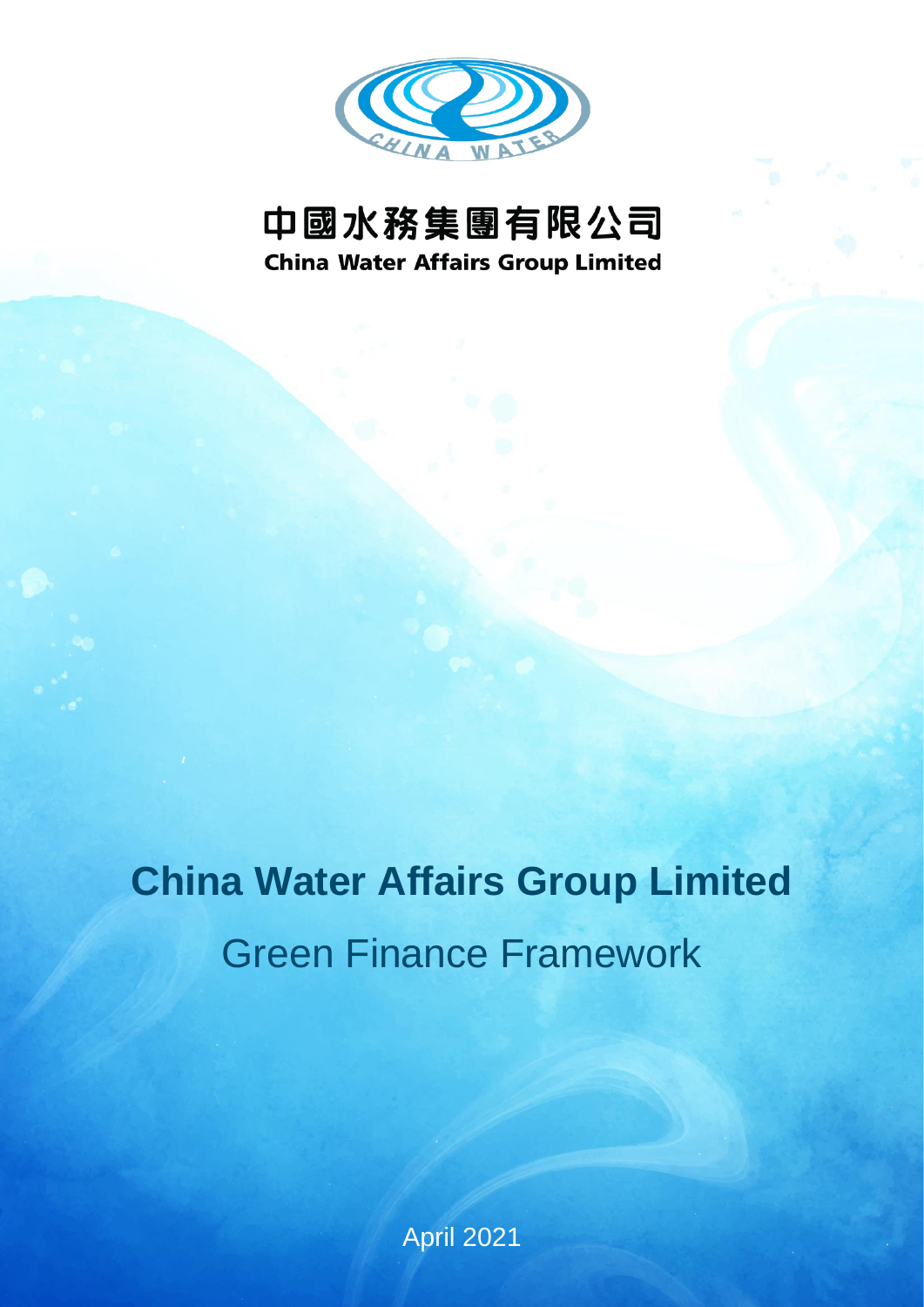中國水務集團有限公司

**China Water Affairs Group Limited**

# China Water Affairs Group Limited

## Green Finance Framework

April 2021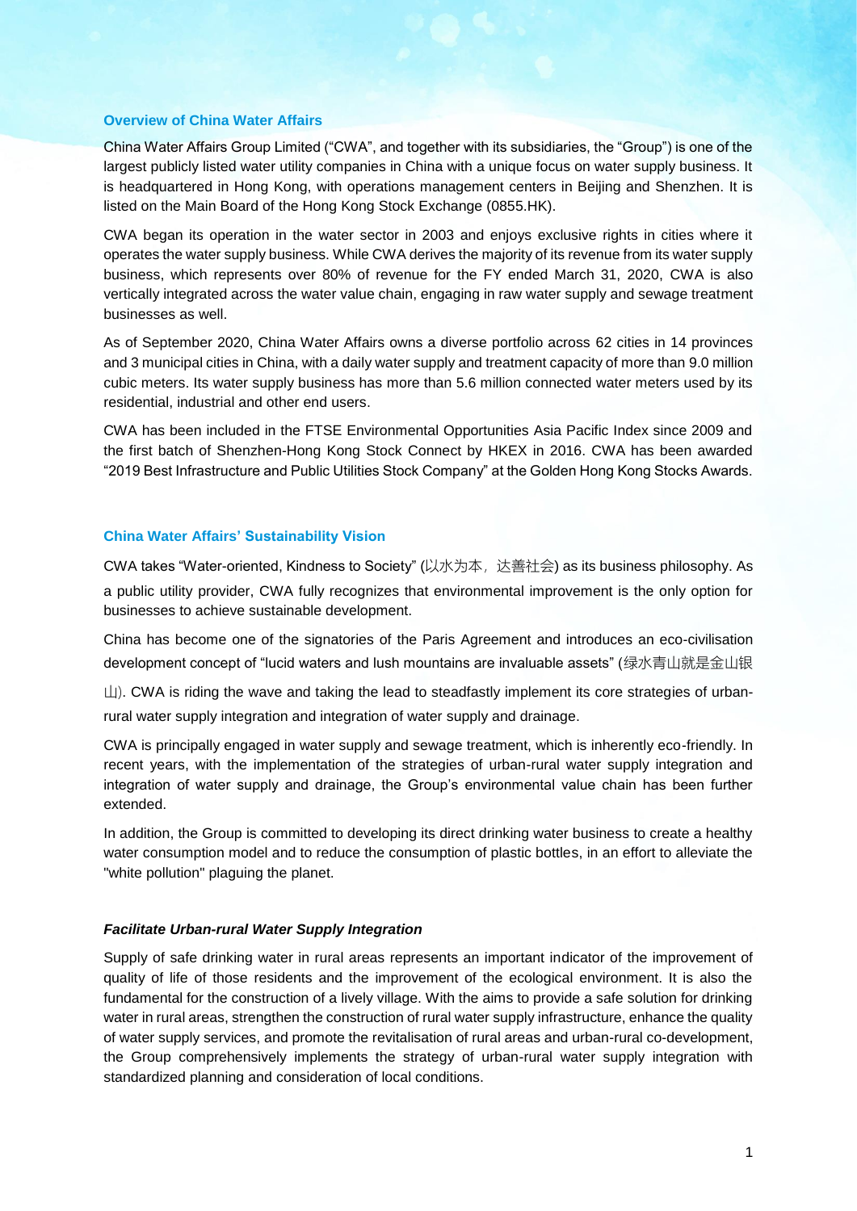## Overview of China Water Affairs

China Water Affairs Group Limited ("CWA", and together with its subsidiaries, the "Group") is one of the largest publicly listed water utility companies in China with a unique focus on water supply business. It is headquartered in Hong Kong, with operations management centers in Beijing and Shenzhen. It is listed on the Main Board of the Hong Kong Stock Exchange (0855.HK).

CWA began its operation in the water sector in 2003 and enjoys exclusive rights in cities where it operates the water supply business. While CWA derives the majority of its revenue from its water supply business, which represents over 80% of revenue for the FY ended March 31, 2020, CWA is also vertically integrated across the water value chain, engaging in raw water supply and sewage treatment businesses as well.

As of September 2020, China Water Affairs owns a diverse portfolio across 62 cities in 14 provinces and 3 municipal cities in China, with a daily water supply and treatment capacity of more than 9.0 million cubic meters. Its water supply business has more than 5.6 million connected water meters used by its residential, industrial and other end users.

CWA has been included in the FTSE Environmental Opportunities Asia Pacific Index since 2009 and the first batch of Shenzhen-Hong Kong Stock Connect by HKEX in 2016. CWA has been awarded "2019 Best Infrastructure and Public Utilities Stock Company" at the Golden Hong Kong Stocks Awards.

## China Water Affairs' Sustainability Vision

CWA takes "Water-oriented, Kindness to Society" (以水为本，达善社会) as its business philosophy. As a public utility provider, CWA fully recognizes that environmental improvement is the only option for businesses to achieve sustainable development.

China has become one of the signatories of the Paris Agreement and introduces an eco-civilisation development concept of "lucid waters and lush mountains are invaluable assets" (绿水青山就是金山银山). CWA is riding the wave and taking the lead to steadfastly implement its core strategies of urban-rural water supply integration and integration of water supply and drainage.

CWA is principally engaged in water supply and sewage treatment, which is inherently eco-friendly. In recent years, with the implementation of the strategies of urban-rural water supply integration and integration of water supply and drainage, the Group's environmental value chain has been further extended.

In addition, the Group is committed to developing its direct drinking water business to create a healthy water consumption model and to reduce the consumption of plastic bottles, in an effort to alleviate the "white pollution" plaguing the planet.

### *Facilitate Urban-rural Water Supply Integration*

Supply of safe drinking water in rural areas represents an important indicator of the improvement of quality of life of those residents and the improvement of the ecological environment. It is also the fundamental for the construction of a lively village. With the aims to provide a safe solution for drinking water in rural areas, strengthen the construction of rural water supply infrastructure, enhance the quality of water supply services, and promote the revitalisation of rural areas and urban-rural co-development, the Group comprehensively implements the strategy of urban-rural water supply integration with standardized planning and consideration of local conditions.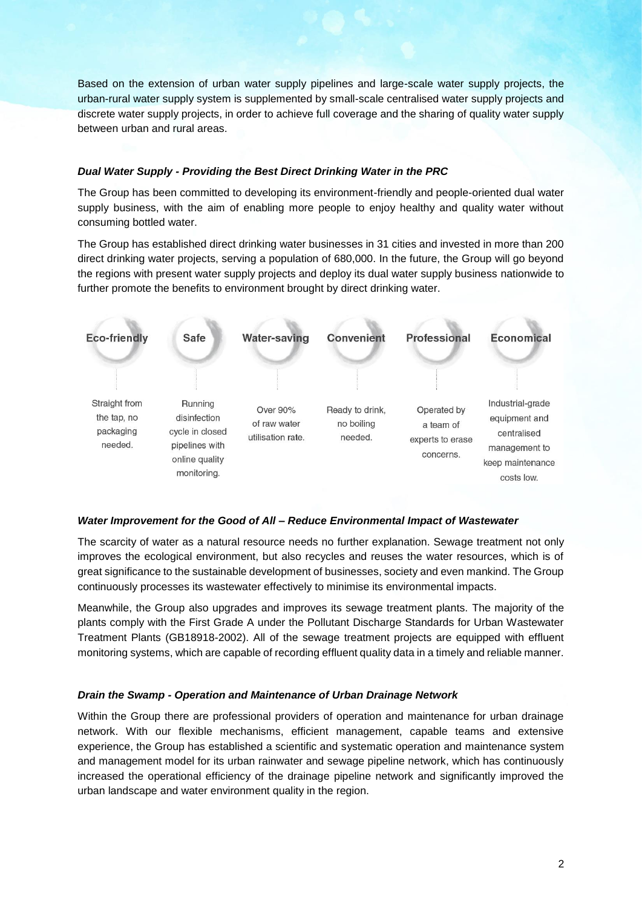Based on the extension of urban water supply pipelines and large-scale water supply projects, the urban-rural water supply system is supplemented by small-scale centralised water supply projects and discrete water supply projects, in order to achieve full coverage and the sharing of quality water supply between urban and rural areas.

### *Dual Water Supply - Providing the Best Direct Drinking Water in the PRC*

The Group has been committed to developing its environment-friendly and people-oriented dual water supply business, with the aim of enabling more people to enjoy healthy and quality water without consuming bottled water.

The Group has established direct drinking water businesses in 31 cities and invested in more than 200 direct drinking water projects, serving a population of 680,000. In the future, the Group will go beyond the regions with present water supply projects and deploy its dual water supply business nationwide to further promote the benefits to environment brought by direct drinking water.

| Eco-friendly | Safe | Water-saving | Convenient | Professional | Economical |
|---|---|---|---|---|---|
| Straight from the tap, no packaging needed. | Running disinfection cycle in closed pipelines with online quality monitoring. | Over 90% of raw water utilisation rate. | Ready to drink, no boiling needed. | Operated by a team of experts to erase concerns. | Industrial-grade equipment and centralised management to keep maintenance costs low. |

### *Water Improvement for the Good of All – Reduce Environmental Impact of Wastewater*

The scarcity of water as a natural resource needs no further explanation. Sewage treatment not only improves the ecological environment, but also recycles and reuses the water resources, which is of great significance to the sustainable development of businesses, society and even mankind. The Group continuously processes its wastewater effectively to minimise its environmental impacts.

Meanwhile, the Group also upgrades and improves its sewage treatment plants. The majority of the plants comply with the First Grade A under the Pollutant Discharge Standards for Urban Wastewater Treatment Plants (GB18918-2002). All of the sewage treatment projects are equipped with effluent monitoring systems, which are capable of recording effluent quality data in a timely and reliable manner.

### *Drain the Swamp - Operation and Maintenance of Urban Drainage Network*

Within the Group there are professional providers of operation and maintenance for urban drainage network. With our flexible mechanisms, efficient management, capable teams and extensive experience, the Group has established a scientific and systematic operation and maintenance system and management model for its urban rainwater and sewage pipeline network, which has continuously increased the operational efficiency of the drainage pipeline network and significantly improved the urban landscape and water environment quality in the region.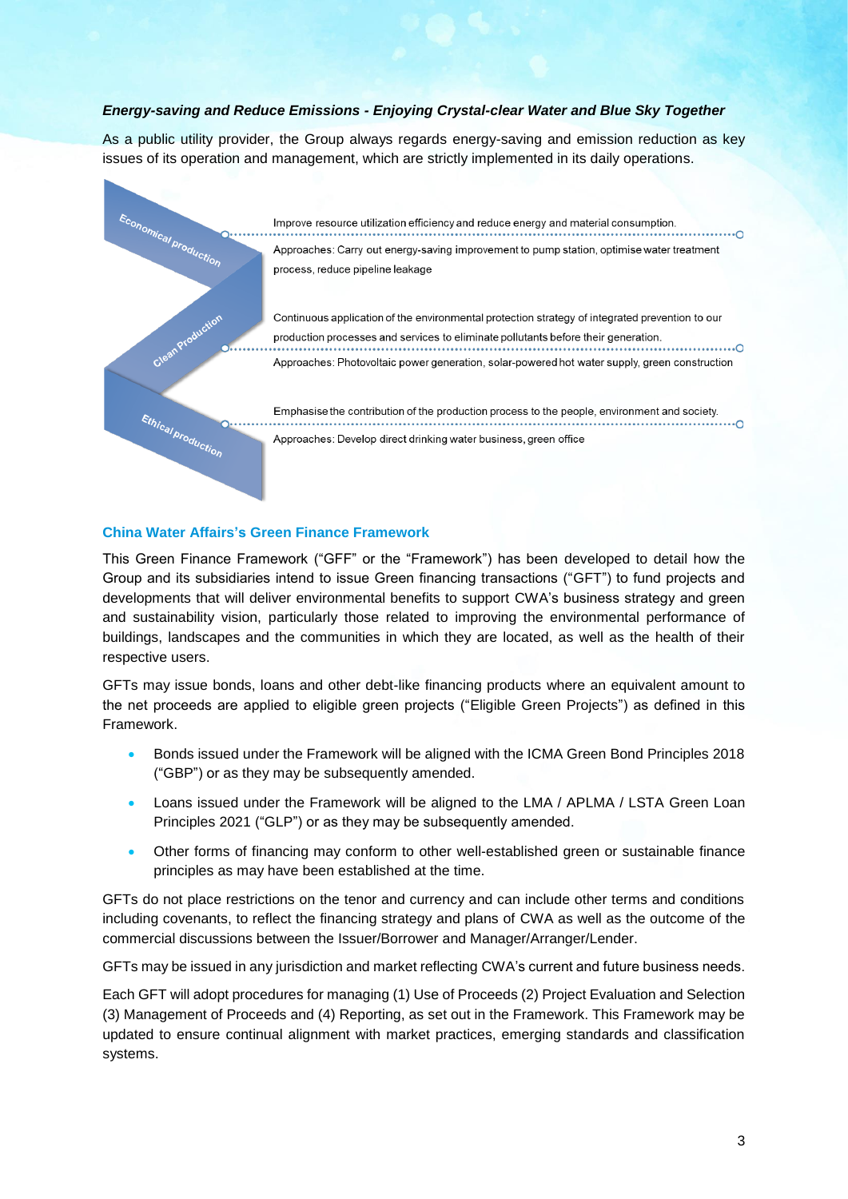***Energy-saving and Reduce Emissions - Enjoying Crystal-clear Water and Blue Sky Together***

As a public utility provider, the Group always regards energy-saving and emission reduction as key issues of its operation and management, which are strictly implemented in its daily operations.

**Economical production**

Improve resource utilization efficiency and reduce energy and material consumption.

Approaches: Carry out energy-saving improvement to pump station, optimise water treatment process, reduce pipeline leakage

**Clean Production**

Continuous application of the environmental protection strategy of integrated prevention to our production processes and services to eliminate pollutants before their generation.

Approaches: Photovoltaic power generation, solar-powered hot water supply, green construction

**Ethical production**

Emphasise the contribution of the production process to the people, environment and society.

Approaches: Develop direct drinking water business, green office

## China Water Affairs's Green Finance Framework

This Green Finance Framework ("GFF" or the "Framework") has been developed to detail how the Group and its subsidiaries intend to issue Green financing transactions ("GFT") to fund projects and developments that will deliver environmental benefits to support CWA's business strategy and green and sustainability vision, particularly those related to improving the environmental performance of buildings, landscapes and the communities in which they are located, as well as the health of their respective users.

GFTs may issue bonds, loans and other debt-like financing products where an equivalent amount to the net proceeds are applied to eligible green projects ("Eligible Green Projects") as defined in this Framework.

- Bonds issued under the Framework will be aligned with the ICMA Green Bond Principles 2018 ("GBP") or as they may be subsequently amended.
- Loans issued under the Framework will be aligned to the LMA / APLMA / LSTA Green Loan Principles 2021 ("GLP") or as they may be subsequently amended.
- Other forms of financing may conform to other well-established green or sustainable finance principles as may have been established at the time.

GFTs do not place restrictions on the tenor and currency and can include other terms and conditions including covenants, to reflect the financing strategy and plans of CWA as well as the outcome of the commercial discussions between the Issuer/Borrower and Manager/Arranger/Lender.

GFTs may be issued in any jurisdiction and market reflecting CWA's current and future business needs.

Each GFT will adopt procedures for managing (1) Use of Proceeds (2) Project Evaluation and Selection (3) Management of Proceeds and (4) Reporting, as set out in the Framework. This Framework may be updated to ensure continual alignment with market practices, emerging standards and classification systems.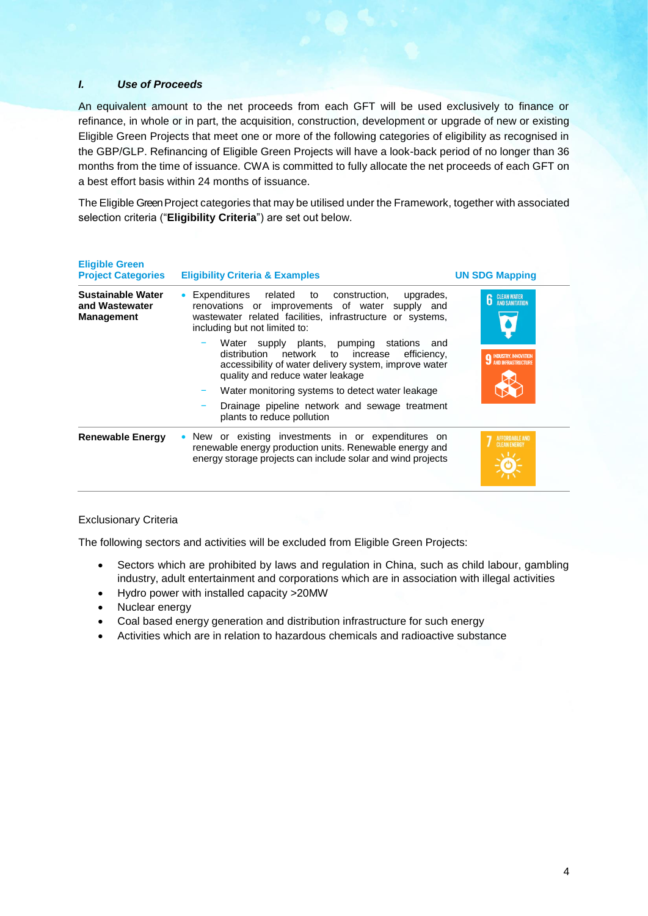## I. *Use of Proceeds*

An equivalent amount to the net proceeds from each GFT will be used exclusively to finance or refinance, in whole or in part, the acquisition, construction, development or upgrade of new or existing Eligible Green Projects that meet one or more of the following categories of eligibility as recognised in the GBP/GLP. Refinancing of Eligible Green Projects will have a look-back period of no longer than 36 months from the time of issuance. CWA is committed to fully allocate the net proceeds of each GFT on a best effort basis within 24 months of issuance.

The Eligible Green Project categories that may be utilised under the Framework, together with associated selection criteria ("**Eligibility Criteria**") are set out below.

| Eligible Green Project Categories | Eligibility Criteria & Examples | UN SDG Mapping |
|---|---|---|
| **Sustainable Water and Wastewater Management** | • Expenditures related to construction, upgrades, renovations or improvements of water supply and wastewater related facilities, infrastructure or systems, including but not limited to:<br>– Water supply plants, pumping stations and distribution network to increase efficiency, accessibility of water delivery system, improve water quality and reduce water leakage<br>– Water monitoring systems to detect water leakage<br>– Drainage pipeline network and sewage treatment plants to reduce pollution | 6 CLEAN WATER AND SANITATION<br>9 INDUSTRY, INNOVATION AND INFRASTRUCTURE |
| **Renewable Energy** | • New or existing investments in or expenditures on renewable energy production units. Renewable energy and energy storage projects can include solar and wind projects | 7 AFFORDABLE AND CLEAN ENERGY |

Exclusionary Criteria

The following sectors and activities will be excluded from Eligible Green Projects:

- Sectors which are prohibited by laws and regulation in China, such as child labour, gambling industry, adult entertainment and corporations which are in association with illegal activities
- Hydro power with installed capacity >20MW
- Nuclear energy
- Coal based energy generation and distribution infrastructure for such energy
- Activities which are in relation to hazardous chemicals and radioactive substance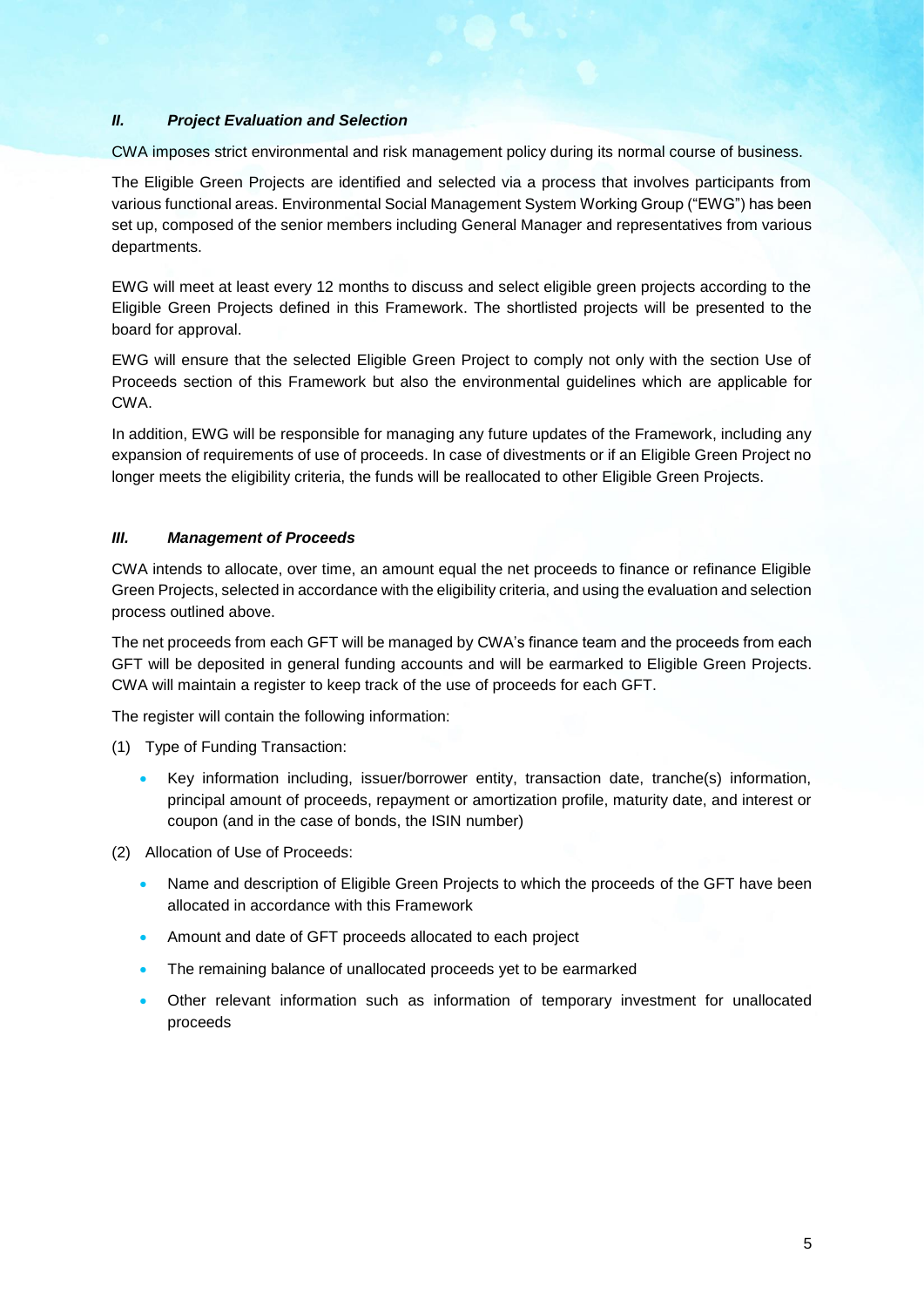### *II. Project Evaluation and Selection*

CWA imposes strict environmental and risk management policy during its normal course of business.

The Eligible Green Projects are identified and selected via a process that involves participants from various functional areas. Environmental Social Management System Working Group ("EWG") has been set up, composed of the senior members including General Manager and representatives from various departments.

EWG will meet at least every 12 months to discuss and select eligible green projects according to the Eligible Green Projects defined in this Framework. The shortlisted projects will be presented to the board for approval.

EWG will ensure that the selected Eligible Green Project to comply not only with the section Use of Proceeds section of this Framework but also the environmental guidelines which are applicable for CWA.

In addition, EWG will be responsible for managing any future updates of the Framework, including any expansion of requirements of use of proceeds. In case of divestments or if an Eligible Green Project no longer meets the eligibility criteria, the funds will be reallocated to other Eligible Green Projects.

### *III. Management of Proceeds*

CWA intends to allocate, over time, an amount equal the net proceeds to finance or refinance Eligible Green Projects, selected in accordance with the eligibility criteria, and using the evaluation and selection process outlined above.

The net proceeds from each GFT will be managed by CWA's finance team and the proceeds from each GFT will be deposited in general funding accounts and will be earmarked to Eligible Green Projects. CWA will maintain a register to keep track of the use of proceeds for each GFT.

The register will contain the following information:

(1) Type of Funding Transaction:

- Key information including, issuer/borrower entity, transaction date, tranche(s) information, principal amount of proceeds, repayment or amortization profile, maturity date, and interest or coupon (and in the case of bonds, the ISIN number)

(2) Allocation of Use of Proceeds:

- Name and description of Eligible Green Projects to which the proceeds of the GFT have been allocated in accordance with this Framework
- Amount and date of GFT proceeds allocated to each project
- The remaining balance of unallocated proceeds yet to be earmarked
- Other relevant information such as information of temporary investment for unallocated proceeds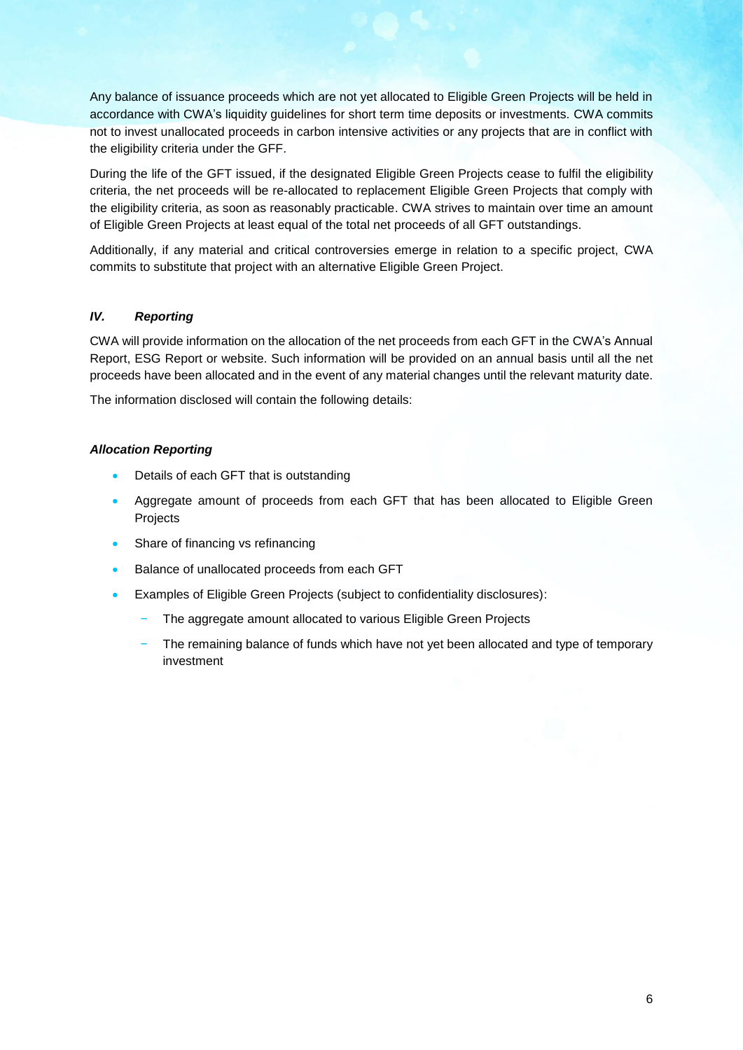Any balance of issuance proceeds which are not yet allocated to Eligible Green Projects will be held in accordance with CWA's liquidity guidelines for short term time deposits or investments. CWA commits not to invest unallocated proceeds in carbon intensive activities or any projects that are in conflict with the eligibility criteria under the GFF.

During the life of the GFT issued, if the designated Eligible Green Projects cease to fulfil the eligibility criteria, the net proceeds will be re-allocated to replacement Eligible Green Projects that comply with the eligibility criteria, as soon as reasonably practicable. CWA strives to maintain over time an amount of Eligible Green Projects at least equal of the total net proceeds of all GFT outstandings.

Additionally, if any material and critical controversies emerge in relation to a specific project, CWA commits to substitute that project with an alternative Eligible Green Project.

## *IV. Reporting*

CWA will provide information on the allocation of the net proceeds from each GFT in the CWA's Annual Report, ESG Report or website. Such information will be provided on an annual basis until all the net proceeds have been allocated and in the event of any material changes until the relevant maturity date.

The information disclosed will contain the following details:

### *Allocation Reporting*

- Details of each GFT that is outstanding
- Aggregate amount of proceeds from each GFT that has been allocated to Eligible Green Projects
- Share of financing vs refinancing
- Balance of unallocated proceeds from each GFT
- Examples of Eligible Green Projects (subject to confidentiality disclosures):
  - The aggregate amount allocated to various Eligible Green Projects
  - The remaining balance of funds which have not yet been allocated and type of temporary investment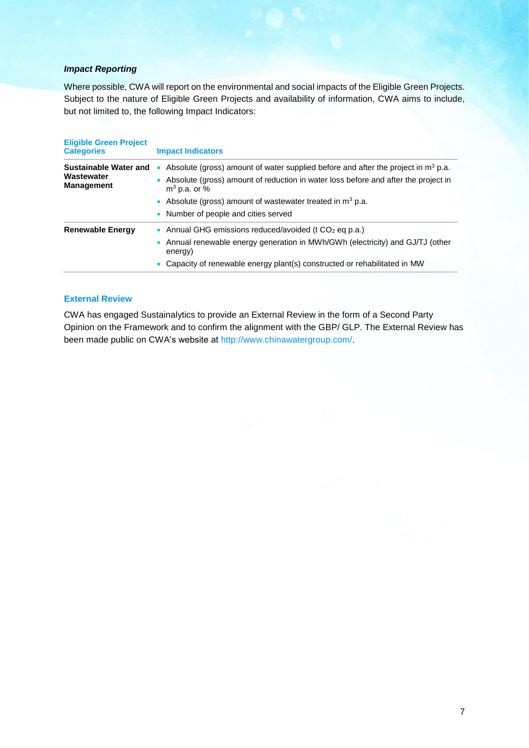***Impact Reporting***

Where possible, CWA will report on the environmental and social impacts of the Eligible Green Projects. Subject to the nature of Eligible Green Projects and availability of information, CWA aims to include, but not limited to, the following Impact Indicators:

| Eligible Green Project Categories | Impact Indicators |
|---|---|
| **Sustainable Water and Wastewater Management** | • Absolute (gross) amount of water supplied before and after the project in $m^3$ p.a.<br>• Absolute (gross) amount of reduction in water loss before and after the project in $m^3$ p.a. or %<br>• Absolute (gross) amount of wastewater treated in $m^3$ p.a.<br>• Number of people and cities served |
| **Renewable Energy** | • Annual GHG emissions reduced/avoided (t $CO_2$ eq p.a.)<br>• Annual renewable energy generation in MWh/GWh (electricity) and GJ/TJ (other energy)<br>• Capacity of renewable energy plant(s) constructed or rehabilitated in MW |

## External Review

CWA has engaged Sustainalytics to provide an External Review in the form of a Second Party Opinion on the Framework and to confirm the alignment with the GBP/ GLP. The External Review has been made public on CWA's website at http://www.chinawatergroup.com/.